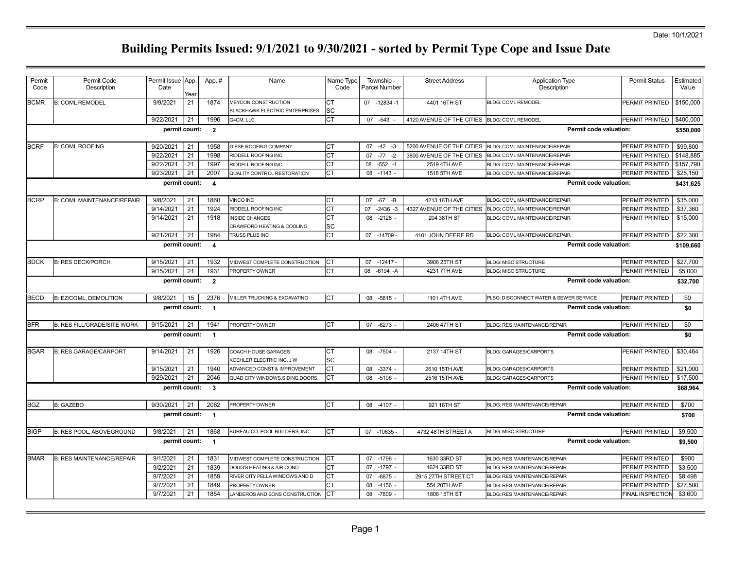Date: 10/1/2021

# Building Permits Issued: 9/1/2021 to 9/30/2021 - sorted by Permit Type Cope and Issue Date

| Permit Code | Permit Code Description | Permit Issue Date | App. Year | App. # | Name | Name Type Code | Township - Parcel Number | Street Address | Application Type Description | Permit Status | Estimated Value |
|---|---|---|---|---|---|---|---|---|---|---|---|
| BCMR | B: COML REMODEL | 9/9/2021 | 21 | 1874 | MEYCON CONSTRUCTION | CT | 07 -12834 -1 | 4401 16TH ST | BLDG: COML REMODEL | PERMIT PRINTED | $150,000 |
| | | | | | BLACKHAWK ELECTRIC ENTERPRISES | SC | | | | | |
| | | 9/22/2021 | 21 | 1996 | G4CM, LLC | CT | 07 -543 - | 4120 AVENUE OF THE CITIES | BLDG: COML REMODEL | PERMIT PRINTED | $400,000 |
| | | permit count: | | 2 | | | | | Permit code valuation: | | $550,000 |
| BCRF | B: COML ROOFING | 9/20/2021 | 21 | 1958 | GIESE ROOFING COMPANY | CT | 07 -42 -3 | 5200 AVENUE OF THE CITIES | BLDG: COML MAINTENANCE/REPAIR | PERMIT PRINTED | $99,800 |
| | | 9/22/2021 | 21 | 1998 | RIDDELL ROOFING INC | CT | 07 -77 -2 | 3800 AVENUE OF THE CITIES | BLDG: COML MAINTENANCE/REPAIR | PERMIT PRINTED | $148,885 |
| | | 9/22/2021 | 21 | 1997 | RIDDELL ROOFING INC | CT | 08 -552 -1 | 2519 4TH AVE | BLDG: COML MAINTENANCE/REPAIR | PERMIT PRINTED | $157,790 |
| | | 9/23/2021 | 21 | 2007 | QUALITY CONTROL RESTORATION | CT | 08 -1143 - | 1518 5TH AVE | BLDG: COML MAINTENANCE/REPAIR | PERMIT PRINTED | $25,150 |
| | | permit count: | | 4 | | | | | Permit code valuation: | | $431,625 |
| BCRP | B: COML MAINTENANCE/REPAIR | 9/8/2021 | 21 | 1860 | VINCO INC | CT | 07 -67 -B | 4213 16TH AVE | BLDG: COML MAINTENANCE/REPAIR | PERMIT PRINTED | $35,000 |
| | | 9/14/2021 | 21 | 1924 | RIDDELL ROOFING INC | CT | 07 -2436 -3 | 4327 AVENUE OF THE CITIES | BLDG: COML MAINTENANCE/REPAIR | PERMIT PRINTED | $37,360 |
| | | 9/14/2021 | 21 | 1918 | INSIDE CHANGES | CT | 08 -2128 - | 204 38TH ST | BLDG: COML MAINTENANCE/REPAIR | PERMIT PRINTED | $15,000 |
| | | | | | CRAWFORD HEATING & COOLING | SC | | | | | |
| | | 9/21/2021 | 21 | 1984 | TRUSS PLUS INC | CT | 07 -14709 - | 4101 JOHN DEERE RD | BLDG: COML MAINTENANCE/REPAIR | PERMIT PRINTED | $22,300 |
| | | permit count: | | 4 | | | | | Permit code valuation: | | $109,660 |
| BDCK | B: RES DECK/PORCH | 9/15/2021 | 21 | 1932 | MIDWEST COMPLETE CONSTRUCTION | CT | 07 -12417 - | 3906 25TH ST | BLDG: MISC STRUCTURE | PERMIT PRINTED | $27,700 |
| | | 9/15/2021 | 21 | 1931 | PROPERTY OWNER | CT | 08 -6194 -A | 4231 7TH AVE | BLDG: MISC STRUCTURE | PERMIT PRINTED | $5,000 |
| | | permit count: | | 2 | | | | | Permit code valuation: | | $32,700 |
| BECD | B: EZ/COML, DEMOLITION | 9/8/2021 | 15 | 2376 | MILLER TRUCKING & EXCAVATING | CT | 08 -5815 - | 1101 4TH AVE | PLBG: DISCONNECT WATER & SEWER SERVICE | PERMIT PRINTED | $0 |
| | | permit count: | | 1 | | | | | Permit code valuation: | | $0 |
| BFR | B: RES FILL/GRADE/SITE WORK | 9/15/2021 | 21 | 1941 | PROPERTY OWNER | CT | 07 -6273 - | 2406 47TH ST | BLDG: RES MAINTENANCE/REPAIR | PERMIT PRINTED | $0 |
| | | permit count: | | 1 | | | | | Permit code valuation: | | $0 |
| BGAR | B: RES GARAGE/CARPORT | 9/14/2021 | 21 | 1926 | COACH HOUSE GARAGES | CT | 08 -7504 - | 2137 14TH ST | BLDG: GARAGES/CARPORTS | PERMIT PRINTED | $30,464 |
| | | | | | KOEHLER ELECTRIC INC, J W | SC | | | | | |
| | | 9/15/2021 | 21 | 1940 | ADVANCED CONST & IMPROVEMENT | CT | 08 -3374 - | 2610 15TH AVE | BLDG: GARAGES/CARPORTS | PERMIT PRINTED | $21,000 |
| | | 9/29/2021 | 21 | 2046 | QUAD CITY WINDOWS,SIDING,DOORS | CT | 08 -5106 - | 2516 15TH AVE | BLDG: GARAGES/CARPORTS | PERMIT PRINTED | $17,500 |
| | | permit count: | | 3 | | | | | Permit code valuation: | | $68,964 |
| BGZ | B: GAZEBO | 9/30/2021 | 21 | 2062 | PROPERTY OWNER | CT | 08 -4107 - | 921 16TH ST | BLDG: RES MAINTENANCE/REPAIR | PERMIT PRINTED | $700 |
| | | permit count: | | 1 | | | | | Permit code valuation: | | $700 |
| BIGP | B: RES POOL, ABOVEGROUND | 9/8/2021 | 21 | 1868 | BUREAU CO. POOL BUILDERS, INC | CT | 07 -10635 - | 4732 48TH STREET A | BLDG: MISC STRUCTURE | PERMIT PRINTED | $9,500 |
| | | permit count: | | 1 | | | | | Permit code valuation: | | $9,500 |
| BMAR | B: RES MAINTENANCE/REPAIR | 9/1/2021 | 21 | 1831 | MIDWEST COMPLETE CONSTRUCTION | CT | 07 -1796 - | 1630 33RD ST | BLDG: RES MAINTENANCE/REPAIR | PERMIT PRINTED | $900 |
| | | 9/2/2021 | 21 | 1839 | DOUG'S HEATING & AIR COND | CT | 07 -1797 - | 1624 33RD ST | BLDG: RES MAINTENANCE/REPAIR | PERMIT PRINTED | $3,500 |
| | | 9/7/2021 | 21 | 1859 | RIVER CITY PELLA WINDOWS AND D | CT | 07 -6875 - | 2915 27TH STREET CT | BLDG: RES MAINTENANCE/REPAIR | PERMIT PRINTED | $8,498 |
| | | 9/7/2021 | 21 | 1849 | PROPERTY OWNER | CT | 08 -4156 - | 554 20TH AVE | BLDG: RES MAINTENANCE/REPAIR | PERMIT PRINTED | $27,500 |
| | | 9/7/2021 | 21 | 1854 | LANDEROS AND SONS CONSTRUCTION | CT | 08 -7809 - | 1806 15TH ST | BLDG: RES MAINTENANCE/REPAIR | FINAL INSPECTION | $3,600 |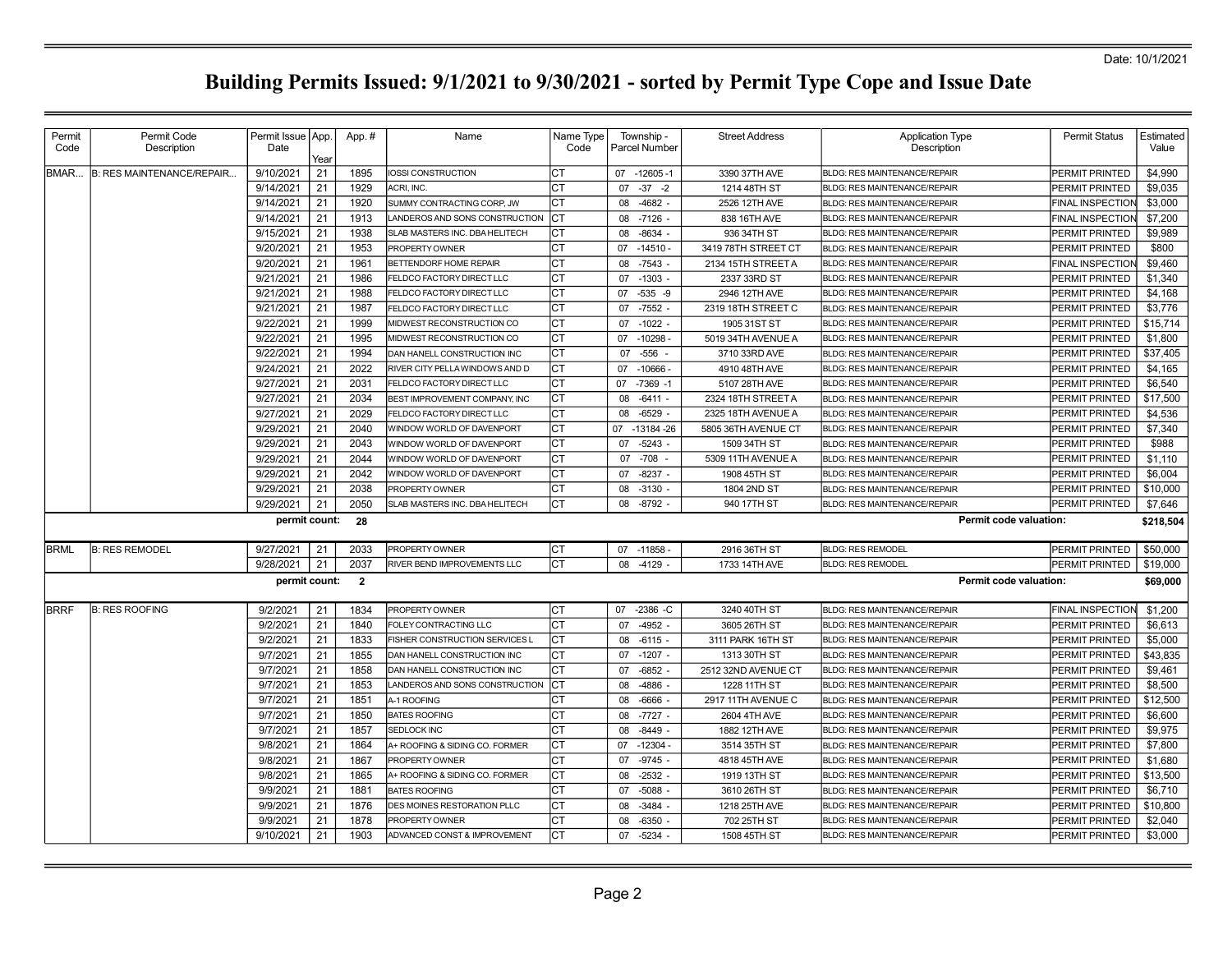Date: 10/1/2021

# Building Permits Issued: 9/1/2021 to 9/30/2021 - sorted by Permit Type Cope and Issue Date

| Permit Code | Permit Code Description | Permit Issue Date | App. Year | App. # | Name | Name Type Code | Township - Parcel Number | Street Address | Application Type Description | Permit Status | Estimated Value |
|---|---|---|---|---|---|---|---|---|---|---|---|
| BMAR... | B: RES MAINTENANCE/REPAIR... | 9/10/2021 | 21 | 1895 | IOSSI CONSTRUCTION | CT | 07 -12605 -1 | 3390 37TH AVE | BLDG: RES MAINTENANCE/REPAIR | PERMIT PRINTED | $4,990 |
| | | 9/14/2021 | 21 | 1929 | ACRI, INC. | CT | 07 -37 -2 | 1214 48TH ST | BLDG: RES MAINTENANCE/REPAIR | PERMIT PRINTED | $9,035 |
| | | 9/14/2021 | 21 | 1920 | SUMMY CONTRACTING CORP, JW | CT | 08 -4682 - | 2526 12TH AVE | BLDG: RES MAINTENANCE/REPAIR | FINAL INSPECTION | $3,000 |
| | | 9/14/2021 | 21 | 1913 | LANDEROS AND SONS CONSTRUCTION | CT | 08 -7126 - | 838 16TH AVE | BLDG: RES MAINTENANCE/REPAIR | FINAL INSPECTION | $7,200 |
| | | 9/15/2021 | 21 | 1938 | SLAB MASTERS INC. DBA HELITECH | CT | 08 -8634 - | 936 34TH ST | BLDG: RES MAINTENANCE/REPAIR | PERMIT PRINTED | $9,989 |
| | | 9/20/2021 | 21 | 1953 | PROPERTY OWNER | CT | 07 -14510 - | 3419 78TH STREET CT | BLDG: RES MAINTENANCE/REPAIR | PERMIT PRINTED | $800 |
| | | 9/20/2021 | 21 | 1961 | BETTENDORF HOME REPAIR | CT | 08 -7543 - | 2134 15TH STREET A | BLDG: RES MAINTENANCE/REPAIR | FINAL INSPECTION | $9,460 |
| | | 9/21/2021 | 21 | 1986 | FELDCO FACTORY DIRECT LLC | CT | 07 -1303 - | 2337 33RD ST | BLDG: RES MAINTENANCE/REPAIR | PERMIT PRINTED | $1,340 |
| | | 9/21/2021 | 21 | 1988 | FELDCO FACTORY DIRECT LLC | CT | 07 -535 -9 | 2946 12TH AVE | BLDG: RES MAINTENANCE/REPAIR | PERMIT PRINTED | $4,168 |
| | | 9/21/2021 | 21 | 1987 | FELDCO FACTORY DIRECT LLC | CT | 07 -7552 - | 2319 18TH STREET C | BLDG: RES MAINTENANCE/REPAIR | PERMIT PRINTED | $3,776 |
| | | 9/22/2021 | 21 | 1999 | MIDWEST RECONSTRUCTION CO | CT | 07 -1022 - | 1905 31ST ST | BLDG: RES MAINTENANCE/REPAIR | PERMIT PRINTED | $15,714 |
| | | 9/22/2021 | 21 | 1995 | MIDWEST RECONSTRUCTION CO | CT | 07 -10298 - | 5019 34TH AVENUE A | BLDG: RES MAINTENANCE/REPAIR | PERMIT PRINTED | $1,800 |
| | | 9/22/2021 | 21 | 1994 | DAN HANELL CONSTRUCTION INC | CT | 07 -556 - | 3710 33RD AVE | BLDG: RES MAINTENANCE/REPAIR | PERMIT PRINTED | $37,405 |
| | | 9/24/2021 | 21 | 2022 | RIVER CITY PELLA WINDOWS AND D | CT | 07 -10666 - | 4910 48TH AVE | BLDG: RES MAINTENANCE/REPAIR | PERMIT PRINTED | $4,165 |
| | | 9/27/2021 | 21 | 2031 | FELDCO FACTORY DIRECT LLC | CT | 07 -7369 -1 | 5107 28TH AVE | BLDG: RES MAINTENANCE/REPAIR | PERMIT PRINTED | $6,540 |
| | | 9/27/2021 | 21 | 2034 | BEST IMPROVEMENT COMPANY, INC | CT | 08 -6411 - | 2324 18TH STREET A | BLDG: RES MAINTENANCE/REPAIR | PERMIT PRINTED | $17,500 |
| | | 9/27/2021 | 21 | 2029 | FELDCO FACTORY DIRECT LLC | CT | 08 -6529 - | 2325 18TH AVENUE A | BLDG: RES MAINTENANCE/REPAIR | PERMIT PRINTED | $4,536 |
| | | 9/29/2021 | 21 | 2040 | WINDOW WORLD OF DAVENPORT | CT | 07 -13184 -26 | 5805 36TH AVENUE CT | BLDG: RES MAINTENANCE/REPAIR | PERMIT PRINTED | $7,340 |
| | | 9/29/2021 | 21 | 2043 | WINDOW WORLD OF DAVENPORT | CT | 07 -5243 - | 1509 34TH ST | BLDG: RES MAINTENANCE/REPAIR | PERMIT PRINTED | $988 |
| | | 9/29/2021 | 21 | 2044 | WINDOW WORLD OF DAVENPORT | CT | 07 -708 - | 5309 11TH AVENUE A | BLDG: RES MAINTENANCE/REPAIR | PERMIT PRINTED | $1,110 |
| | | 9/29/2021 | 21 | 2042 | WINDOW WORLD OF DAVENPORT | CT | 07 -8237 - | 1908 45TH ST | BLDG: RES MAINTENANCE/REPAIR | PERMIT PRINTED | $6,004 |
| | | 9/29/2021 | 21 | 2038 | PROPERTY OWNER | CT | 08 -3130 - | 1804 2ND ST | BLDG: RES MAINTENANCE/REPAIR | PERMIT PRINTED | $10,000 |
| | | 9/29/2021 | 21 | 2050 | SLAB MASTERS INC. DBA HELITECH | CT | 08 -8792 - | 940 17TH ST | BLDG: RES MAINTENANCE/REPAIR | PERMIT PRINTED | $7,646 |
| | | **permit count:** | | **28** | | | | | **Permit code valuation:** | | **$218,504** |
| BRML | B: RES REMODEL | 9/27/2021 | 21 | 2033 | PROPERTY OWNER | CT | 07 -11858 - | 2916 36TH ST | BLDG: RES REMODEL | PERMIT PRINTED | $50,000 |
| | | 9/28/2021 | 21 | 2037 | RIVER BEND IMPROVEMENTS LLC | CT | 08 -4129 - | 1733 14TH AVE | BLDG: RES REMODEL | PERMIT PRINTED | $19,000 |
| | | **permit count:** | | **2** | | | | | **Permit code valuation:** | | **$69,000** |
| BRRF | B: RES ROOFING | 9/2/2021 | 21 | 1834 | PROPERTY OWNER | CT | 07 -2386 -C | 3240 40TH ST | BLDG: RES MAINTENANCE/REPAIR | FINAL INSPECTION | $1,200 |
| | | 9/2/2021 | 21 | 1840 | FOLEY CONTRACTING LLC | CT | 07 -4952 - | 3605 26TH ST | BLDG: RES MAINTENANCE/REPAIR | PERMIT PRINTED | $6,613 |
| | | 9/2/2021 | 21 | 1833 | FISHER CONSTRUCTION SERVICES L | CT | 08 -6115 - | 3111 PARK 16TH ST | BLDG: RES MAINTENANCE/REPAIR | PERMIT PRINTED | $5,000 |
| | | 9/7/2021 | 21 | 1855 | DAN HANELL CONSTRUCTION INC | CT | 07 -1207 - | 1313 30TH ST | BLDG: RES MAINTENANCE/REPAIR | PERMIT PRINTED | $43,835 |
| | | 9/7/2021 | 21 | 1858 | DAN HANELL CONSTRUCTION INC | CT | 07 -6852 - | 2512 32ND AVENUE CT | BLDG: RES MAINTENANCE/REPAIR | PERMIT PRINTED | $9,461 |
| | | 9/7/2021 | 21 | 1853 | LANDEROS AND SONS CONSTRUCTION | CT | 08 -4886 - | 1228 11TH ST | BLDG: RES MAINTENANCE/REPAIR | PERMIT PRINTED | $8,500 |
| | | 9/7/2021 | 21 | 1851 | A-1 ROOFING | CT | 08 -6666 - | 2917 11TH AVENUE C | BLDG: RES MAINTENANCE/REPAIR | PERMIT PRINTED | $12,500 |
| | | 9/7/2021 | 21 | 1850 | BATES ROOFING | CT | 08 -7727 - | 2604 4TH AVE | BLDG: RES MAINTENANCE/REPAIR | PERMIT PRINTED | $6,600 |
| | | 9/7/2021 | 21 | 1857 | SEDLOCK INC | CT | 08 -8449 - | 1882 12TH AVE | BLDG: RES MAINTENANCE/REPAIR | PERMIT PRINTED | $9,975 |
| | | 9/8/2021 | 21 | 1864 | A+ ROOFING & SIDING CO. FORMER | CT | 07 -12304 - | 3514 35TH ST | BLDG: RES MAINTENANCE/REPAIR | PERMIT PRINTED | $7,800 |
| | | 9/8/2021 | 21 | 1867 | PROPERTY OWNER | CT | 07 -9745 - | 4818 45TH AVE | BLDG: RES MAINTENANCE/REPAIR | PERMIT PRINTED | $1,680 |
| | | 9/8/2021 | 21 | 1865 | A+ ROOFING & SIDING CO. FORMER | CT | 08 -2532 - | 1919 13TH ST | BLDG: RES MAINTENANCE/REPAIR | PERMIT PRINTED | $13,500 |
| | | 9/9/2021 | 21 | 1881 | BATES ROOFING | CT | 07 -5088 - | 3610 26TH ST | BLDG: RES MAINTENANCE/REPAIR | PERMIT PRINTED | $6,710 |
| | | 9/9/2021 | 21 | 1876 | DES MOINES RESTORATION PLLC | CT | 08 -3484 - | 1218 25TH AVE | BLDG: RES MAINTENANCE/REPAIR | PERMIT PRINTED | $10,800 |
| | | 9/9/2021 | 21 | 1878 | PROPERTY OWNER | CT | 08 -6350 - | 702 25TH ST | BLDG: RES MAINTENANCE/REPAIR | PERMIT PRINTED | $2,040 |
| | | 9/10/2021 | 21 | 1903 | ADVANCED CONST & IMPROVEMENT | CT | 07 -5234 - | 1508 45TH ST | BLDG: RES MAINTENANCE/REPAIR | PERMIT PRINTED | $3,000 |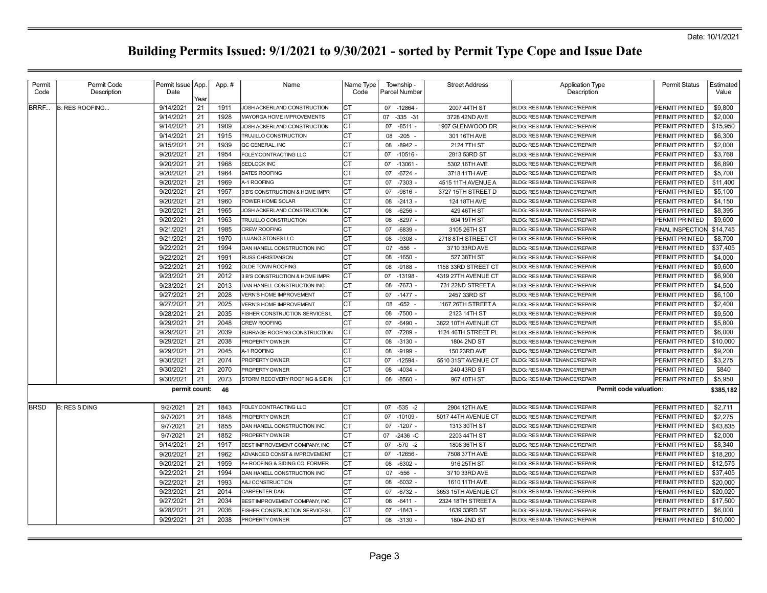Date: 10/1/2021

# Building Permits Issued: 9/1/2021 to 9/30/2021 - sorted by Permit Type Cope and Issue Date

| Permit Code | Permit Code Description | Permit Issue Date | App. Year | App. # | Name | Name Type Code | Township - Parcel Number | Street Address | Application Type Description | Permit Status | Estimated Value |
|---|---|---|---|---|---|---|---|---|---|---|---|
| BRRF... | B: RES ROOFING... | 9/14/2021 | 21 | 1911 | JOSH ACKERLAND CONSTRUCTION | CT | 07 -12864 - | 2007 44TH ST | BLDG: RES MAINTENANCE/REPAIR | PERMIT PRINTED | $9,800 |
| | | 9/14/2021 | 21 | 1928 | MAYORGA HOME IMPROVEMENTS | CT | 07 -335 -31 | 3728 42ND AVE | BLDG: RES MAINTENANCE/REPAIR | PERMIT PRINTED | $2,000 |
| | | 9/14/2021 | 21 | 1909 | JOSH ACKERLAND CONSTRUCTION | CT | 07 -8511 - | 1907 GLENWOOD DR | BLDG: RES MAINTENANCE/REPAIR | PERMIT PRINTED | $15,950 |
| | | 9/14/2021 | 21 | 1915 | TRUJILLO CONSTRUCTION | CT | 08 -205 - | 301 16TH AVE | BLDG: RES MAINTENANCE/REPAIR | PERMIT PRINTED | $6,300 |
| | | 9/15/2021 | 21 | 1939 | QC GENERAL, INC | CT | 08 -8942 - | 2124 7TH ST | BLDG: RES MAINTENANCE/REPAIR | PERMIT PRINTED | $2,000 |
| | | 9/20/2021 | 21 | 1954 | FOLEY CONTRACTING LLC | CT | 07 -10516 - | 2813 53RD ST | BLDG: RES MAINTENANCE/REPAIR | PERMIT PRINTED | $3,768 |
| | | 9/20/2021 | 21 | 1968 | SEDLOCK INC | CT | 07 -13061 - | 5302 16TH AVE | BLDG: RES MAINTENANCE/REPAIR | PERMIT PRINTED | $6,890 |
| | | 9/20/2021 | 21 | 1964 | BATES ROOFING | CT | 07 -6724 - | 3718 11TH AVE | BLDG: RES MAINTENANCE/REPAIR | PERMIT PRINTED | $5,700 |
| | | 9/20/2021 | 21 | 1969 | A-1 ROOFING | CT | 07 -7303 - | 4515 11TH AVENUE A | BLDG: RES MAINTENANCE/REPAIR | PERMIT PRINTED | $11,400 |
| | | 9/20/2021 | 21 | 1957 | 3 B'S CONSTRUCTION & HOME IMPR | CT | 07 -9816 - | 3727 15TH STREET D | BLDG: RES MAINTENANCE/REPAIR | PERMIT PRINTED | $5,100 |
| | | 9/20/2021 | 21 | 1960 | POWER HOME SOLAR | CT | 08 -2413 - | 124 18TH AVE | BLDG: RES MAINTENANCE/REPAIR | PERMIT PRINTED | $4,150 |
| | | 9/20/2021 | 21 | 1965 | JOSH ACKERLAND CONSTRUCTION | CT | 08 -6256 - | 429 46TH ST | BLDG: RES MAINTENANCE/REPAIR | PERMIT PRINTED | $8,395 |
| | | 9/20/2021 | 21 | 1963 | TRUJILLO CONSTRUCTION | CT | 08 -8297 - | 604 19TH ST | BLDG: RES MAINTENANCE/REPAIR | PERMIT PRINTED | $9,600 |
| | | 9/21/2021 | 21 | 1985 | CREW ROOFING | CT | 07 -6839 - | 3105 26TH ST | BLDG: RES MAINTENANCE/REPAIR | FINAL INSPECTION | $14,745 |
| | | 9/21/2021 | 21 | 1970 | LUJANO STONES LLC | CT | 08 -9308 - | 2718 8TH STREET CT | BLDG: RES MAINTENANCE/REPAIR | PERMIT PRINTED | $8,700 |
| | | 9/22/2021 | 21 | 1994 | DAN HANELL CONSTRUCTION INC | CT | 07 -556 - | 3710 33RD AVE | BLDG: RES MAINTENANCE/REPAIR | PERMIT PRINTED | $37,405 |
| | | 9/22/2021 | 21 | 1991 | RUSS CHRISTANSON | CT | 08 -1650 - | 527 38TH ST | BLDG: RES MAINTENANCE/REPAIR | PERMIT PRINTED | $4,000 |
| | | 9/22/2021 | 21 | 1992 | OLDE TOWN ROOFING | CT | 08 -9188 - | 1158 33RD STREET CT | BLDG: RES MAINTENANCE/REPAIR | PERMIT PRINTED | $9,600 |
| | | 9/23/2021 | 21 | 2012 | 3 B'S CONSTRUCTION & HOME IMPR | CT | 07 -13198 - | 4319 27TH AVENUE CT | BLDG: RES MAINTENANCE/REPAIR | PERMIT PRINTED | $6,900 |
| | | 9/23/2021 | 21 | 2013 | DAN HANELL CONSTRUCTION INC | CT | 08 -7673 - | 731 22ND STREET A | BLDG: RES MAINTENANCE/REPAIR | PERMIT PRINTED | $4,500 |
| | | 9/27/2021 | 21 | 2028 | VERN'S HOME IMPROVEMENT | CT | 07 -1477 - | 2457 33RD ST | BLDG: RES MAINTENANCE/REPAIR | PERMIT PRINTED | $6,100 |
| | | 9/27/2021 | 21 | 2025 | VERN'S HOME IMPROVEMENT | CT | 08 -652 - | 1167 26TH STREET A | BLDG: RES MAINTENANCE/REPAIR | PERMIT PRINTED | $2,400 |
| | | 9/28/2021 | 21 | 2035 | FISHER CONSTRUCTION SERVICES L | CT | 08 -7500 - | 2123 14TH ST | BLDG: RES MAINTENANCE/REPAIR | PERMIT PRINTED | $9,500 |
| | | 9/29/2021 | 21 | 2048 | CREW ROOFING | CT | 07 -6490 - | 3822 10TH AVENUE CT | BLDG: RES MAINTENANCE/REPAIR | PERMIT PRINTED | $5,800 |
| | | 9/29/2021 | 21 | 2039 | BURRAGE ROOFING CONSTRUCTION | CT | 07 -7289 - | 1124 46TH STREET PL | BLDG: RES MAINTENANCE/REPAIR | PERMIT PRINTED | $6,000 |
| | | 9/29/2021 | 21 | 2038 | PROPERTY OWNER | CT | 08 -3130 - | 1804 2ND ST | BLDG: RES MAINTENANCE/REPAIR | PERMIT PRINTED | $10,000 |
| | | 9/29/2021 | 21 | 2045 | A-1 ROOFING | CT | 08 -9199 - | 150 23RD AVE | BLDG: RES MAINTENANCE/REPAIR | PERMIT PRINTED | $9,200 |
| | | 9/30/2021 | 21 | 2074 | PROPERTY OWNER | CT | 07 -12594 - | 5510 31ST AVENUE CT | BLDG: RES MAINTENANCE/REPAIR | PERMIT PRINTED | $3,275 |
| | | 9/30/2021 | 21 | 2070 | PROPERTY OWNER | CT | 08 -4034 - | 240 43RD ST | BLDG: RES MAINTENANCE/REPAIR | PERMIT PRINTED | $840 |
| | | 9/30/2021 | 21 | 2073 | STORM RECOVERY ROOFING & SIDIN | CT | 08 -8560 - | 967 40TH ST | BLDG: RES MAINTENANCE/REPAIR | PERMIT PRINTED | $5,950 |
| | | permit count: | | 46 | | | | | Permit code valuation: | | $385,182 |
| BRSD | B: RES SIDING | 9/2/2021 | 21 | 1843 | FOLEY CONTRACTING LLC | CT | 07 -535 -2 | 2904 12TH AVE | BLDG: RES MAINTENANCE/REPAIR | PERMIT PRINTED | $2,711 |
| | | 9/7/2021 | 21 | 1848 | PROPERTY OWNER | CT | 07 -10109 - | 5017 44TH AVENUE CT | BLDG: RES MAINTENANCE/REPAIR | PERMIT PRINTED | $2,275 |
| | | 9/7/2021 | 21 | 1855 | DAN HANELL CONSTRUCTION INC | CT | 07 -1207 - | 1313 30TH ST | BLDG: RES MAINTENANCE/REPAIR | PERMIT PRINTED | $43,835 |
| | | 9/7/2021 | 21 | 1852 | PROPERTY OWNER | CT | 07 -2436 -C | 2203 44TH ST | BLDG: RES MAINTENANCE/REPAIR | PERMIT PRINTED | $2,000 |
| | | 9/14/2021 | 21 | 1917 | BEST IMPROVEMENT COMPANY, INC | CT | 07 -570 -2 | 1808 36TH ST | BLDG: RES MAINTENANCE/REPAIR | PERMIT PRINTED | $8,340 |
| | | 9/20/2021 | 21 | 1962 | ADVANCED CONST & IMPROVEMENT | CT | 07 -12656 - | 7508 37TH AVE | BLDG: RES MAINTENANCE/REPAIR | PERMIT PRINTED | $18,200 |
| | | 9/20/2021 | 21 | 1959 | A+ ROOFING & SIDING CO. FORMER | CT | 08 -6302 - | 916 25TH ST | BLDG: RES MAINTENANCE/REPAIR | PERMIT PRINTED | $12,575 |
| | | 9/22/2021 | 21 | 1994 | DAN HANELL CONSTRUCTION INC | CT | 07 -556 - | 3710 33RD AVE | BLDG: RES MAINTENANCE/REPAIR | PERMIT PRINTED | $37,405 |
| | | 9/22/2021 | 21 | 1993 | A&J CONSTRUCTION | CT | 08 -6032 - | 1610 11TH AVE | BLDG: RES MAINTENANCE/REPAIR | PERMIT PRINTED | $20,000 |
| | | 9/23/2021 | 21 | 2014 | CARPENTER DAN | CT | 07 -6732 - | 3653 15TH AVENUE CT | BLDG: RES MAINTENANCE/REPAIR | PERMIT PRINTED | $20,020 |
| | | 9/27/2021 | 21 | 2034 | BEST IMPROVEMENT COMPANY, INC | CT | 08 -6411 - | 2324 18TH STREET A | BLDG: RES MAINTENANCE/REPAIR | PERMIT PRINTED | $17,500 |
| | | 9/28/2021 | 21 | 2036 | FISHER CONSTRUCTION SERVICES L | CT | 07 -1843 - | 1639 33RD ST | BLDG: RES MAINTENANCE/REPAIR | PERMIT PRINTED | $6,000 |
| | | 9/29/2021 | 21 | 2038 | PROPERTY OWNER | CT | 08 -3130 - | 1804 2ND ST | BLDG: RES MAINTENANCE/REPAIR | PERMIT PRINTED | $10,000 |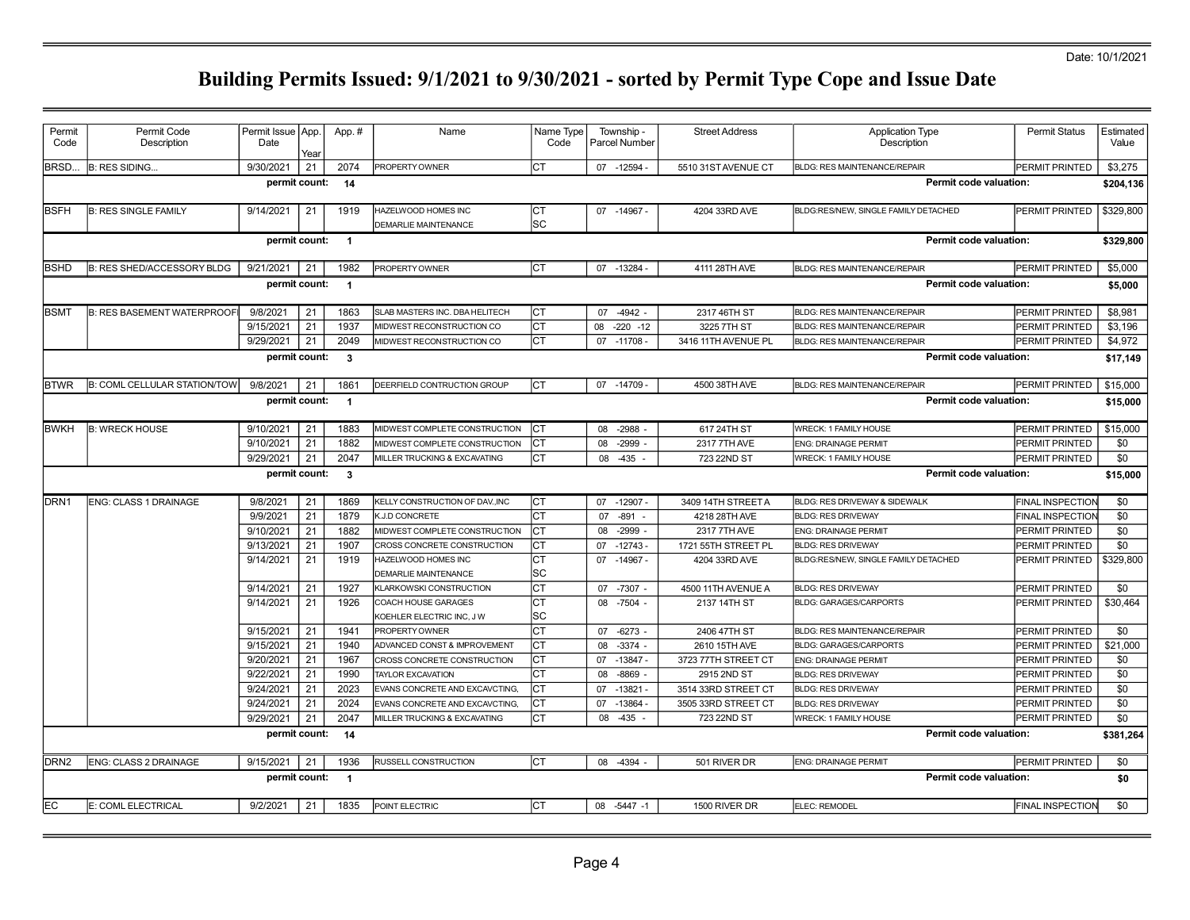Date: 10/1/2021

# Building Permits Issued: 9/1/2021 to 9/30/2021 - sorted by Permit Type Cope and Issue Date

| Permit Code | Permit Code Description | Permit Issue Date | App. Year | App. # | Name | Name Type Code | Township - Parcel Number | Street Address | Application Type Description | Permit Status | Estimated Value |
|---|---|---|---|---|---|---|---|---|---|---|---|
| BRSD... | B: RES SIDING... | 9/30/2021 | 21 | 2074 | PROPERTY OWNER | CT | 07 -12594 - | 5510 31ST AVENUE CT | BLDG: RES MAINTENANCE/REPAIR | PERMIT PRINTED | $3,275 |
| | | permit count: | | 14 | | | | | Permit code valuation: | | $204,136 |
| BSFH | B: RES SINGLE FAMILY | 9/14/2021 | 21 | 1919 | HAZELWOOD HOMES INC | CT | 07 -14967 - | 4204 33RD AVE | BLDG:RES/NEW, SINGLE FAMILY DETACHED | PERMIT PRINTED | $329,800 |
| | | | | | DEMARLIE MAINTENANCE | SC | | | | | |
| | | permit count: | | 1 | | | | | Permit code valuation: | | $329,800 |
| BSHD | B: RES SHED/ACCESSORY BLDG | 9/21/2021 | 21 | 1982 | PROPERTY OWNER | CT | 07 -13284 - | 4111 28TH AVE | BLDG: RES MAINTENANCE/REPAIR | PERMIT PRINTED | $5,000 |
| | | permit count: | | 1 | | | | | Permit code valuation: | | $5,000 |
| BSMT | B: RES BASEMENT WATERPROOFI | 9/8/2021 | 21 | 1863 | SLAB MASTERS INC. DBA HELITECH | CT | 07 -4942 - | 2317 46TH ST | BLDG: RES MAINTENANCE/REPAIR | PERMIT PRINTED | $8,981 |
| | | 9/15/2021 | 21 | 1937 | MIDWEST RECONSTRUCTION CO | CT | 08 -220 -12 | 3225 7TH ST | BLDG: RES MAINTENANCE/REPAIR | PERMIT PRINTED | $3,196 |
| | | 9/29/2021 | 21 | 2049 | MIDWEST RECONSTRUCTION CO | CT | 07 -11708 - | 3416 11TH AVENUE PL | BLDG: RES MAINTENANCE/REPAIR | PERMIT PRINTED | $4,972 |
| | | permit count: | | 3 | | | | | Permit code valuation: | | $17,149 |
| BTWR | B: COML CELLULAR STATION/TOW | 9/8/2021 | 21 | 1861 | DEERFIELD CONTRUCTION GROUP | CT | 07 -14709 - | 4500 38TH AVE | BLDG: RES MAINTENANCE/REPAIR | PERMIT PRINTED | $15,000 |
| | | permit count: | | 1 | | | | | Permit code valuation: | | $15,000 |
| BWKH | B: WRECK HOUSE | 9/10/2021 | 21 | 1883 | MIDWEST COMPLETE CONSTRUCTION | CT | 08 -2988 - | 617 24TH ST | WRECK: 1 FAMILY HOUSE | PERMIT PRINTED | $15,000 |
| | | 9/10/2021 | 21 | 1882 | MIDWEST COMPLETE CONSTRUCTION | CT | 08 -2999 - | 2317 7TH AVE | ENG: DRAINAGE PERMIT | PERMIT PRINTED | $0 |
| | | 9/29/2021 | 21 | 2047 | MILLER TRUCKING & EXCAVATING | CT | 08 -435 - | 723 22ND ST | WRECK: 1 FAMILY HOUSE | PERMIT PRINTED | $0 |
| | | permit count: | | 3 | | | | | Permit code valuation: | | $15,000 |
| DRN1 | ENG: CLASS 1 DRAINAGE | 9/8/2021 | 21 | 1869 | KELLY CONSTRUCTION OF DAV.,INC | CT | 07 -12907 - | 3409 14TH STREET A | BLDG: RES DRIVEWAY & SIDEWALK | FINAL INSPECTION | $0 |
| | | 9/9/2021 | 21 | 1879 | K.J.D CONCRETE | CT | 07 -891 - | 4218 28TH AVE | BLDG: RES DRIVEWAY | FINAL INSPECTION | $0 |
| | | 9/10/2021 | 21 | 1882 | MIDWEST COMPLETE CONSTRUCTION | CT | 08 -2999 - | 2317 7TH AVE | ENG: DRAINAGE PERMIT | PERMIT PRINTED | $0 |
| | | 9/13/2021 | 21 | 1907 | CROSS CONCRETE CONSTRUCTION | CT | 07 -12743 - | 1721 55TH STREET PL | BLDG: RES DRIVEWAY | PERMIT PRINTED | $0 |
| | | 9/14/2021 | 21 | 1919 | HAZELWOOD HOMES INC | CT | 07 -14967 - | 4204 33RD AVE | BLDG:RES/NEW, SINGLE FAMILY DETACHED | PERMIT PRINTED | $329,800 |
| | | | | | DEMARLIE MAINTENANCE | SC | | | | | |
| | | 9/14/2021 | 21 | 1927 | KLARKOWSKI CONSTRUCTION | CT | 07 -7307 - | 4500 11TH AVENUE A | BLDG: RES DRIVEWAY | PERMIT PRINTED | $0 |
| | | 9/14/2021 | 21 | 1926 | COACH HOUSE GARAGES | CT | 08 -7504 - | 2137 14TH ST | BLDG: GARAGES/CARPORTS | PERMIT PRINTED | $30,464 |
| | | | | | KOEHLER ELECTRIC INC, J W | SC | | | | | |
| | | 9/15/2021 | 21 | 1941 | PROPERTY OWNER | CT | 07 -6273 - | 2406 47TH ST | BLDG: RES MAINTENANCE/REPAIR | PERMIT PRINTED | $0 |
| | | 9/15/2021 | 21 | 1940 | ADVANCED CONST & IMPROVEMENT | CT | 08 -3374 - | 2610 15TH AVE | BLDG: GARAGES/CARPORTS | PERMIT PRINTED | $21,000 |
| | | 9/20/2021 | 21 | 1967 | CROSS CONCRETE CONSTRUCTION | CT | 07 -13847 - | 3723 77TH STREET CT | ENG: DRAINAGE PERMIT | PERMIT PRINTED | $0 |
| | | 9/22/2021 | 21 | 1990 | TAYLOR EXCAVATION | CT | 08 -8869 - | 2915 2ND ST | BLDG: RES DRIVEWAY | PERMIT PRINTED | $0 |
| | | 9/24/2021 | 21 | 2023 | EVANS CONCRETE AND EXCAVCTING, | CT | 07 -13821 - | 3514 33RD STREET CT | BLDG: RES DRIVEWAY | PERMIT PRINTED | $0 |
| | | 9/24/2021 | 21 | 2024 | EVANS CONCRETE AND EXCAVCTING, | CT | 07 -13864 - | 3505 33RD STREET CT | BLDG: RES DRIVEWAY | PERMIT PRINTED | $0 |
| | | 9/29/2021 | 21 | 2047 | MILLER TRUCKING & EXCAVATING | CT | 08 -435 - | 723 22ND ST | WRECK: 1 FAMILY HOUSE | PERMIT PRINTED | $0 |
| | | permit count: | | 14 | | | | | Permit code valuation: | | $381,264 |
| DRN2 | ENG: CLASS 2 DRAINAGE | 9/15/2021 | 21 | 1936 | RUSSELL CONSTRUCTION | CT | 08 -4394 - | 501 RIVER DR | ENG: DRAINAGE PERMIT | PERMIT PRINTED | $0 |
| | | permit count: | | 1 | | | | | Permit code valuation: | | $0 |
| EC | E: COML ELECTRICAL | 9/2/2021 | 21 | 1835 | POINT ELECTRIC | CT | 08 -5447 -1 | 1500 RIVER DR | ELEC: REMODEL | FINAL INSPECTION | $0 |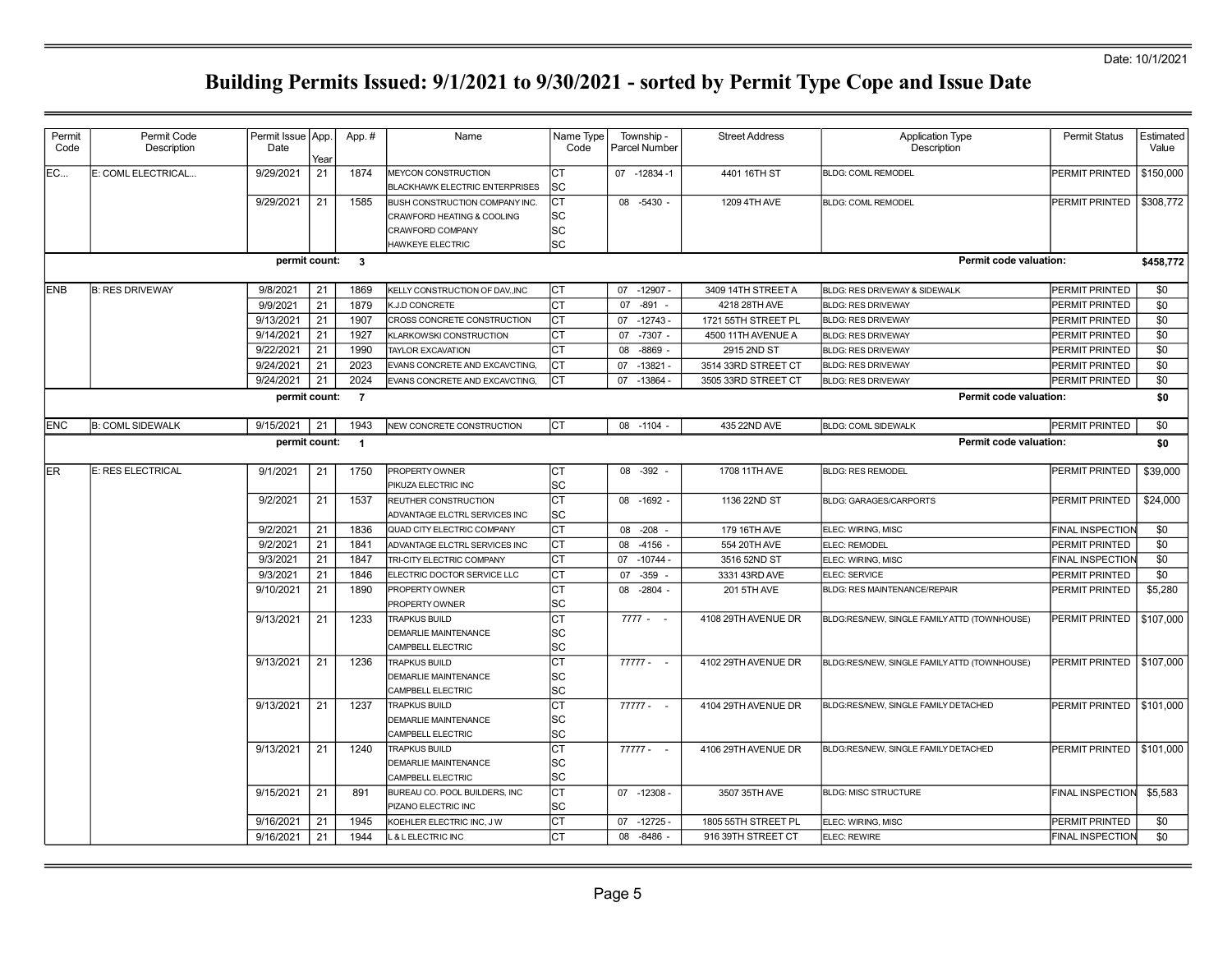Date: 10/1/2021

# Building Permits Issued: 9/1/2021 to 9/30/2021 - sorted by Permit Type Cope and Issue Date

| Permit Code | Permit Code Description | Permit Issue Date | App. Year | App. # | Name | Name Type Code | Township - Parcel Number | Street Address | Application Type Description | Permit Status | Estimated Value |
|---|---|---|---|---|---|---|---|---|---|---|---|
| EC... | E: COML ELECTRICAL... | 9/29/2021 | 21 | 1874 | MEYCON CONSTRUCTION | CT | 07 -12834 -1 | 4401 16TH ST | BLDG: COML REMODEL | PERMIT PRINTED | $150,000 |
| | | | | | BLACKHAWK ELECTRIC ENTERPRISES | SC | | | | | |
| | | 9/29/2021 | 21 | 1585 | BUSH CONSTRUCTION COMPANY INC. | CT | 08 -5430 - | 1209 4TH AVE | BLDG: COML REMODEL | PERMIT PRINTED | $308,772 |
| | | | | | CRAWFORD HEATING & COOLING | SC | | | | | |
| | | | | | CRAWFORD COMPANY | SC | | | | | |
| | | | | | HAWKEYE ELECTRIC | SC | | | | | |
| | | **permit count:** | | **3** | | | | | **Permit code valuation:** | | **$458,772** |
| ENB | B: RES DRIVEWAY | 9/8/2021 | 21 | 1869 | KELLY CONSTRUCTION OF DAV.,INC | CT | 07 -12907 - | 3409 14TH STREET A | BLDG: RES DRIVEWAY & SIDEWALK | PERMIT PRINTED | $0 |
| | | 9/9/2021 | 21 | 1879 | K.J.D CONCRETE | CT | 07 -891 - | 4218 28TH AVE | BLDG: RES DRIVEWAY | PERMIT PRINTED | $0 |
| | | 9/13/2021 | 21 | 1907 | CROSS CONCRETE CONSTRUCTION | CT | 07 -12743 - | 1721 55TH STREET PL | BLDG: RES DRIVEWAY | PERMIT PRINTED | $0 |
| | | 9/14/2021 | 21 | 1927 | KLARKOWSKI CONSTRUCTION | CT | 07 -7307 - | 4500 11TH AVENUE A | BLDG: RES DRIVEWAY | PERMIT PRINTED | $0 |
| | | 9/22/2021 | 21 | 1990 | TAYLOR EXCAVATION | CT | 08 -8869 - | 2915 2ND ST | BLDG: RES DRIVEWAY | PERMIT PRINTED | $0 |
| | | 9/24/2021 | 21 | 2023 | EVANS CONCRETE AND EXCAVCTING, | CT | 07 -13821 - | 3514 33RD STREET CT | BLDG: RES DRIVEWAY | PERMIT PRINTED | $0 |
| | | 9/24/2021 | 21 | 2024 | EVANS CONCRETE AND EXCAVCTING, | CT | 07 -13864 - | 3505 33RD STREET CT | BLDG: RES DRIVEWAY | PERMIT PRINTED | $0 |
| | | **permit count:** | | **7** | | | | | **Permit code valuation:** | | **$0** |
| ENC | B: COML SIDEWALK | 9/15/2021 | 21 | 1943 | NEW CONCRETE CONSTRUCTION | CT | 08 -1104 - | 435 22ND AVE | BLDG: COML SIDEWALK | PERMIT PRINTED | $0 |
| | | **permit count:** | | **1** | | | | | **Permit code valuation:** | | **$0** |
| ER | E: RES ELECTRICAL | 9/1/2021 | 21 | 1750 | PROPERTY OWNER | CT | 08 -392 - | 1708 11TH AVE | BLDG: RES REMODEL | PERMIT PRINTED | $39,000 |
| | | | | | PIKUZA ELECTRIC INC | SC | | | | | |
| | | 9/2/2021 | 21 | 1537 | REUTHER CONSTRUCTION | CT | 08 -1692 - | 1136 22ND ST | BLDG: GARAGES/CARPORTS | PERMIT PRINTED | $24,000 |
| | | | | | ADVANTAGE ELCTRL SERVICES INC | SC | | | | | |
| | | 9/2/2021 | 21 | 1836 | QUAD CITY ELECTRIC COMPANY | CT | 08 -208 - | 179 16TH AVE | ELEC: WIRING, MISC | FINAL INSPECTION | $0 |
| | | 9/2/2021 | 21 | 1841 | ADVANTAGE ELCTRL SERVICES INC | CT | 08 -4156 - | 554 20TH AVE | ELEC: REMODEL | PERMIT PRINTED | $0 |
| | | 9/3/2021 | 21 | 1847 | TRI-CITY ELECTRIC COMPANY | CT | 07 -10744 - | 3516 52ND ST | ELEC: WIRING, MISC | FINAL INSPECTION | $0 |
| | | 9/3/2021 | 21 | 1846 | ELECTRIC DOCTOR SERVICE LLC | CT | 07 -359 - | 3331 43RD AVE | ELEC: SERVICE | PERMIT PRINTED | $0 |
| | | 9/10/2021 | 21 | 1890 | PROPERTY OWNER | CT | 08 -2804 - | 201 5TH AVE | BLDG: RES MAINTENANCE/REPAIR | PERMIT PRINTED | $5,280 |
| | | | | | PROPERTY OWNER | SC | | | | | |
| | | 9/13/2021 | 21 | 1233 | TRAPKUS BUILD | CT | 7777 - - | 4108 29TH AVENUE DR | BLDG:RES/NEW, SINGLE FAMILY ATTD (TOWNHOUSE) | PERMIT PRINTED | $107,000 |
| | | | | | DEMARLIE MAINTENANCE | SC | | | | | |
| | | | | | CAMPBELL ELECTRIC | SC | | | | | |
| | | 9/13/2021 | 21 | 1236 | TRAPKUS BUILD | CT | 77777 - - | 4102 29TH AVENUE DR | BLDG:RES/NEW, SINGLE FAMILY ATTD (TOWNHOUSE) | PERMIT PRINTED | $107,000 |
| | | | | | DEMARLIE MAINTENANCE | SC | | | | | |
| | | | | | CAMPBELL ELECTRIC | SC | | | | | |
| | | 9/13/2021 | 21 | 1237 | TRAPKUS BUILD | CT | 77777 - - | 4104 29TH AVENUE DR | BLDG:RES/NEW, SINGLE FAMILY DETACHED | PERMIT PRINTED | $101,000 |
| | | | | | DEMARLIE MAINTENANCE | SC | | | | | |
| | | | | | CAMPBELL ELECTRIC | SC | | | | | |
| | | 9/13/2021 | 21 | 1240 | TRAPKUS BUILD | CT | 77777 - - | 4106 29TH AVENUE DR | BLDG:RES/NEW, SINGLE FAMILY DETACHED | PERMIT PRINTED | $101,000 |
| | | | | | DEMARLIE MAINTENANCE | SC | | | | | |
| | | | | | CAMPBELL ELECTRIC | SC | | | | | |
| | | 9/15/2021 | 21 | 891 | BUREAU CO. POOL BUILDERS, INC | CT | 07 -12308 - | 3507 35TH AVE | BLDG: MISC STRUCTURE | FINAL INSPECTION | $5,583 |
| | | | | | PIZANO ELECTRIC INC | SC | | | | | |
| | | 9/16/2021 | 21 | 1945 | KOEHLER ELECTRIC INC, J W | CT | 07 -12725 - | 1805 55TH STREET PL | ELEC: WIRING, MISC | PERMIT PRINTED | $0 |
| | | 9/16/2021 | 21 | 1944 | L & L ELECTRIC INC | CT | 08 -8486 - | 916 39TH STREET CT | ELEC: REWIRE | FINAL INSPECTION | $0 |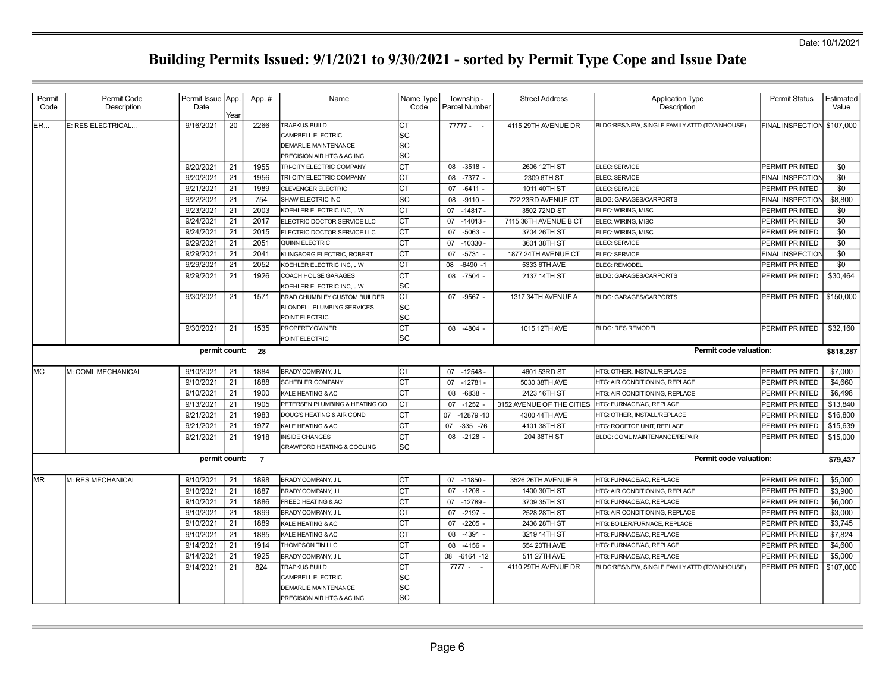Date: 10/1/2021

# Building Permits Issued: 9/1/2021 to 9/30/2021 - sorted by Permit Type Cope and Issue Date

| Permit Code | Permit Code Description | Permit Issue Date | App. Year | App. # | Name | Name Type Code | Township - Parcel Number | Street Address | Application Type Description | Permit Status | Estimated Value |
|---|---|---|---|---|---|---|---|---|---|---|---|
| ER... | E: RES ELECTRICAL... | 9/16/2021 | 20 | 2266 | TRAPKUS BUILD | CT | 77777 - - | 4115 29TH AVENUE DR | BLDG:RES/NEW, SINGLE FAMILY ATTD (TOWNHOUSE) | FINAL INSPECTION | $107,000 |
| | | | | | CAMPBELL ELECTRIC | SC | | | | | |
| | | | | | DEMARLIE MAINTENANCE | SC | | | | | |
| | | | | | PRECISION AIR HTG & AC INC | SC | | | | | |
| | | 9/20/2021 | 21 | 1955 | TRI-CITY ELECTRIC COMPANY | CT | 08 -3518 - | 2606 12TH ST | ELEC: SERVICE | PERMIT PRINTED | $0 |
| | | 9/20/2021 | 21 | 1956 | TRI-CITY ELECTRIC COMPANY | CT | 08 -7377 - | 2309 6TH ST | ELEC: SERVICE | FINAL INSPECTION | $0 |
| | | 9/21/2021 | 21 | 1989 | CLEVENGER ELECTRIC | CT | 07 -6411 - | 1011 40TH ST | ELEC: SERVICE | PERMIT PRINTED | $0 |
| | | 9/22/2021 | 21 | 754 | SHAW ELECTRIC INC | SC | 08 -9110 - | 722 23RD AVENUE CT | BLDG: GARAGES/CARPORTS | FINAL INSPECTION | $8,800 |
| | | 9/23/2021 | 21 | 2003 | KOEHLER ELECTRIC INC, J W | CT | 07 -14817 - | 3502 72ND ST | ELEC: WIRING, MISC | PERMIT PRINTED | $0 |
| | | 9/24/2021 | 21 | 2017 | ELECTRIC DOCTOR SERVICE LLC | CT | 07 -14013 - | 7115 36TH AVENUE B CT | ELEC: WIRING, MISC | PERMIT PRINTED | $0 |
| | | 9/24/2021 | 21 | 2015 | ELECTRIC DOCTOR SERVICE LLC | CT | 07 -5063 - | 3704 26TH ST | ELEC: WIRING, MISC | PERMIT PRINTED | $0 |
| | | 9/29/2021 | 21 | 2051 | QUINN ELECTRIC | CT | 07 -10330 - | 3601 38TH ST | ELEC: SERVICE | PERMIT PRINTED | $0 |
| | | 9/29/2021 | 21 | 2041 | KLINGBORG ELECTRIC, ROBERT | CT | 07 -5731 - | 1877 24TH AVENUE CT | ELEC: SERVICE | FINAL INSPECTION | $0 |
| | | 9/29/2021 | 21 | 2052 | KOEHLER ELECTRIC INC, J W | CT | 08 -6490 -1 | 5333 6TH AVE | ELEC: REMODEL | PERMIT PRINTED | $0 |
| | | 9/29/2021 | 21 | 1926 | COACH HOUSE GARAGES | CT | 08 -7504 - | 2137 14TH ST | BLDG: GARAGES/CARPORTS | PERMIT PRINTED | $30,464 |
| | | | | | KOEHLER ELECTRIC INC, J W | SC | | | | | |
| | | 9/30/2021 | 21 | 1571 | BRAD CHUMBLEY CUSTOM BUILDER | CT | 07 -9567 - | 1317 34TH AVENUE A | BLDG: GARAGES/CARPORTS | PERMIT PRINTED | $150,000 |
| | | | | | BLONDELL PLUMBING SERVICES | SC | | | | | |
| | | | | | POINT ELECTRIC | SC | | | | | |
| | | 9/30/2021 | 21 | 1535 | PROPERTY OWNER | CT | 08 -4804 - | 1015 12TH AVE | BLDG: RES REMODEL | PERMIT PRINTED | $32,160 |
| | | | | | POINT ELECTRIC | SC | | | | | |
| | | **permit count:** | | **28** | | | | | **Permit code valuation:** | | **$818,287** |
| MC | M: COML MECHANICAL | 9/10/2021 | 21 | 1884 | BRADY COMPANY, J L | CT | 07 -12548 - | 4601 53RD ST | HTG: OTHER, INSTALL/REPLACE | PERMIT PRINTED | $7,000 |
| | | 9/10/2021 | 21 | 1888 | SCHEBLER COMPANY | CT | 07 -12781 - | 5030 38TH AVE | HTG: AIR CONDITIONING, REPLACE | PERMIT PRINTED | $4,660 |
| | | 9/10/2021 | 21 | 1900 | KALE HEATING & AC | CT | 08 -6838 - | 2423 16TH ST | HTG: AIR CONDITIONING, REPLACE | PERMIT PRINTED | $6,498 |
| | | 9/13/2021 | 21 | 1905 | PETERSEN PLUMBING & HEATING CO | CT | 07 -1252 - | 3152 AVENUE OF THE CITIES | HTG: FURNACE/AC, REPLACE | PERMIT PRINTED | $13,840 |
| | | 9/21/2021 | 21 | 1983 | DOUG'S HEATING & AIR COND | CT | 07 -12879 -10 | 4300 44TH AVE | HTG: OTHER, INSTALL/REPLACE | PERMIT PRINTED | $16,800 |
| | | 9/21/2021 | 21 | 1977 | KALE HEATING & AC | CT | 07 -335 -76 | 4101 38TH ST | HTG: ROOFTOP UNIT, REPLACE | PERMIT PRINTED | $15,639 |
| | | 9/21/2021 | 21 | 1918 | INSIDE CHANGES | CT | 08 -2128 - | 204 38TH ST | BLDG: COML MAINTENANCE/REPAIR | PERMIT PRINTED | $15,000 |
| | | | | | CRAWFORD HEATING & COOLING | SC | | | | | |
| | | **permit count:** | | **7** | | | | | **Permit code valuation:** | | **$79,437** |
| MR | M: RES MECHANICAL | 9/10/2021 | 21 | 1898 | BRADY COMPANY, J L | CT | 07 -11850 - | 3526 26TH AVENUE B | HTG: FURNACE/AC, REPLACE | PERMIT PRINTED | $5,000 |
| | | 9/10/2021 | 21 | 1887 | BRADY COMPANY, J L | CT | 07 -1208 - | 1400 30TH ST | HTG: AIR CONDITIONING, REPLACE | PERMIT PRINTED | $3,900 |
| | | 9/10/2021 | 21 | 1886 | FREED HEATING & AC | CT | 07 -12789 - | 3709 35TH ST | HTG: FURNACE/AC, REPLACE | PERMIT PRINTED | $6,000 |
| | | 9/10/2021 | 21 | 1899 | BRADY COMPANY, J L | CT | 07 -2197 - | 2528 28TH ST | HTG: AIR CONDITIONING, REPLACE | PERMIT PRINTED | $3,000 |
| | | 9/10/2021 | 21 | 1889 | KALE HEATING & AC | CT | 07 -2205 - | 2436 28TH ST | HTG: BOILER/FURNACE, REPLACE | PERMIT PRINTED | $3,745 |
| | | 9/10/2021 | 21 | 1885 | KALE HEATING & AC | CT | 08 -4391 - | 3219 14TH ST | HTG: FURNACE/AC, REPLACE | PERMIT PRINTED | $7,824 |
| | | 9/14/2021 | 21 | 1914 | THOMPSON TIN LLC | CT | 08 -4156 - | 554 20TH AVE | HTG: FURNACE/AC, REPLACE | PERMIT PRINTED | $4,600 |
| | | 9/14/2021 | 21 | 1925 | BRADY COMPANY, J L | CT | 08 -6164 -12 | 511 27TH AVE | HTG: FURNACE/AC, REPLACE | PERMIT PRINTED | $5,000 |
| | | 9/14/2021 | 21 | 824 | TRAPKUS BUILD | CT | 7777 - - | 4110 29TH AVENUE DR | BLDG:RES/NEW, SINGLE FAMILY ATTD (TOWNHOUSE) | PERMIT PRINTED | $107,000 |
| | | | | | CAMPBELL ELECTRIC | SC | | | | | |
| | | | | | DEMARLIE MAINTENANCE | SC | | | | | |
| | | | | | PRECISION AIR HTG & AC INC | SC | | | | | |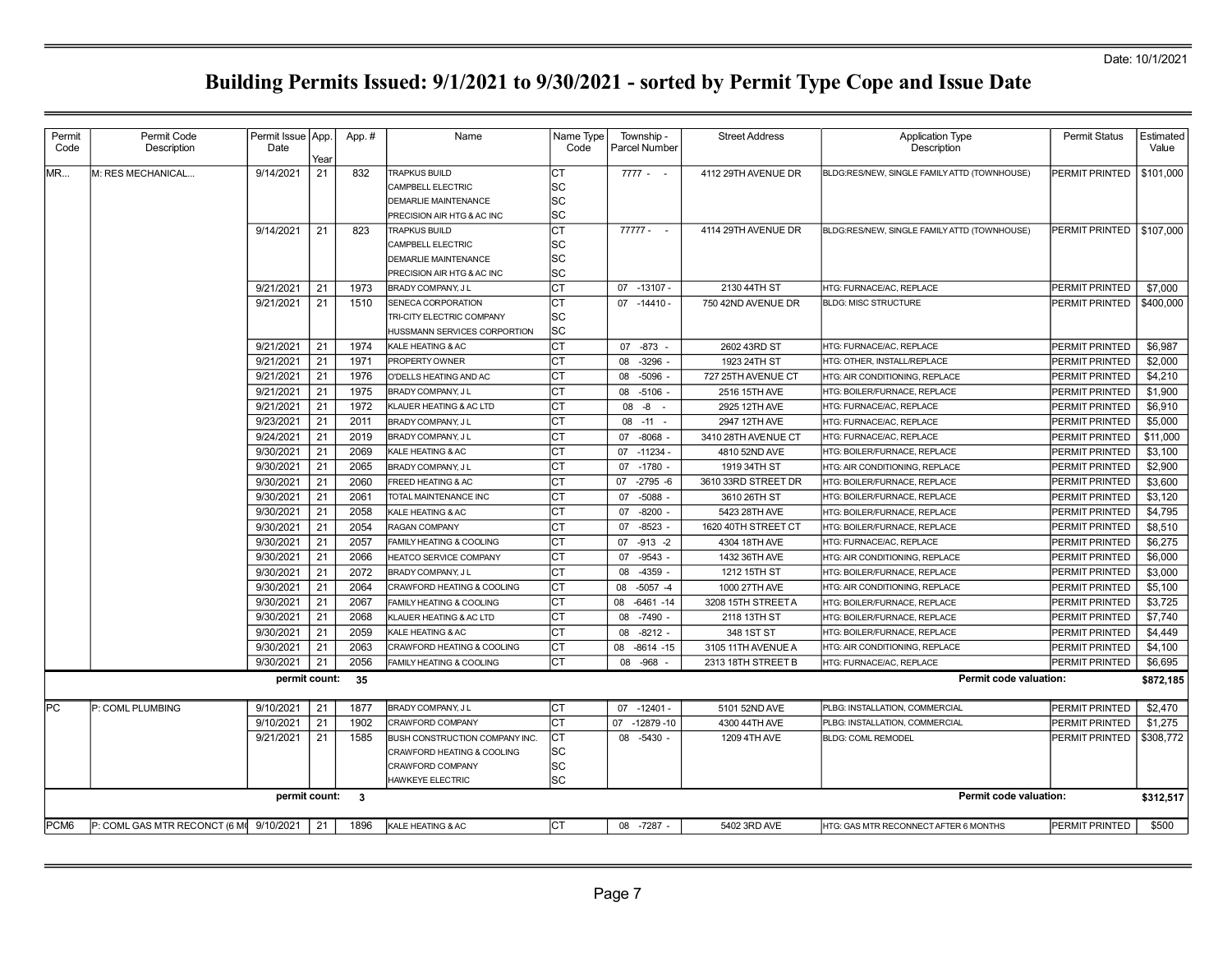Date: 10/1/2021

# Building Permits Issued: 9/1/2021 to 9/30/2021 - sorted by Permit Type Cope and Issue Date

| Permit Code | Permit Code Description | Permit Issue Date | App. Year | App. # | Name | Name Type Code | Township - Parcel Number | Street Address | Application Type Description | Permit Status | Estimated Value |
|---|---|---|---|---|---|---|---|---|---|---|---|
| MR... | M: RES MECHANICAL... | 9/14/2021 | 21 | 832 | TRAPKUS BUILD | CT | 7777 - - | 4112 29TH AVENUE DR | BLDG:RES/NEW, SINGLE FAMILY ATTD (TOWNHOUSE) | PERMIT PRINTED | $101,000 |
| | | | | | CAMPBELL ELECTRIC | SC | | | | | |
| | | | | | DEMARLIE MAINTENANCE | SC | | | | | |
| | | | | | PRECISION AIR HTG & AC INC | SC | | | | | |
| | | 9/14/2021 | 21 | 823 | TRAPKUS BUILD | CT | 77777 - - | 4114 29TH AVENUE DR | BLDG:RES/NEW, SINGLE FAMILY ATTD (TOWNHOUSE) | PERMIT PRINTED | $107,000 |
| | | | | | CAMPBELL ELECTRIC | SC | | | | | |
| | | | | | DEMARLIE MAINTENANCE | SC | | | | | |
| | | | | | PRECISION AIR HTG & AC INC | SC | | | | | |
| | | 9/21/2021 | 21 | 1973 | BRADY COMPANY, J L | CT | 07 -13107 - | 2130 44TH ST | HTG: FURNACE/AC, REPLACE | PERMIT PRINTED | $7,000 |
| | | 9/21/2021 | 21 | 1510 | SENECA CORPORATION | CT | 07 -14410 - | 750 42ND AVENUE DR | BLDG: MISC STRUCTURE | PERMIT PRINTED | $400,000 |
| | | | | | TRI-CITY ELECTRIC COMPANY | SC | | | | | |
| | | | | | HUSSMANN SERVICES CORPORTION | SC | | | | | |
| | | 9/21/2021 | 21 | 1974 | KALE HEATING & AC | CT | 07 -873 - | 2602 43RD ST | HTG: FURNACE/AC, REPLACE | PERMIT PRINTED | $6,987 |
| | | 9/21/2021 | 21 | 1971 | PROPERTY OWNER | CT | 08 -3296 - | 1923 24TH ST | HTG: OTHER, INSTALL/REPLACE | PERMIT PRINTED | $2,000 |
| | | 9/21/2021 | 21 | 1976 | O'DELLS HEATING AND AC | CT | 08 -5096 - | 727 25TH AVENUE CT | HTG: AIR CONDITIONING, REPLACE | PERMIT PRINTED | $4,210 |
| | | 9/21/2021 | 21 | 1975 | BRADY COMPANY, J L | CT | 08 -5106 - | 2516 15TH AVE | HTG: BOILER/FURNACE, REPLACE | PERMIT PRINTED | $1,900 |
| | | 9/21/2021 | 21 | 1972 | KLAUER HEATING & AC LTD | CT | 08 -8 - | 2925 12TH AVE | HTG: FURNACE/AC, REPLACE | PERMIT PRINTED | $6,910 |
| | | 9/23/2021 | 21 | 2011 | BRADY COMPANY, J L | CT | 08 -11 - | 2947 12TH AVE | HTG: FURNACE/AC, REPLACE | PERMIT PRINTED | $5,000 |
| | | 9/24/2021 | 21 | 2019 | BRADY COMPANY, J L | CT | 07 -8068 - | 3410 28TH AVENUE CT | HTG: FURNACE/AC, REPLACE | PERMIT PRINTED | $11,000 |
| | | 9/30/2021 | 21 | 2069 | KALE HEATING & AC | CT | 07 -11234 - | 4810 52ND AVE | HTG: BOILER/FURNACE, REPLACE | PERMIT PRINTED | $3,100 |
| | | 9/30/2021 | 21 | 2065 | BRADY COMPANY, J L | CT | 07 -1780 - | 1919 34TH ST | HTG: AIR CONDITIONING, REPLACE | PERMIT PRINTED | $2,900 |
| | | 9/30/2021 | 21 | 2060 | FREED HEATING & AC | CT | 07 -2795 -6 | 3610 33RD STREET DR | HTG: BOILER/FURNACE, REPLACE | PERMIT PRINTED | $3,600 |
| | | 9/30/2021 | 21 | 2061 | TOTAL MAINTENANCE INC | CT | 07 -5088 - | 3610 26TH ST | HTG: BOILER/FURNACE, REPLACE | PERMIT PRINTED | $3,120 |
| | | 9/30/2021 | 21 | 2058 | KALE HEATING & AC | CT | 07 -8200 - | 5423 28TH AVE | HTG: BOILER/FURNACE, REPLACE | PERMIT PRINTED | $4,795 |
| | | 9/30/2021 | 21 | 2054 | RAGAN COMPANY | CT | 07 -8523 - | 1620 40TH STREET CT | HTG: BOILER/FURNACE, REPLACE | PERMIT PRINTED | $8,510 |
| | | 9/30/2021 | 21 | 2057 | FAMILY HEATING & COOLING | CT | 07 -913 -2 | 4304 18TH AVE | HTG: FURNACE/AC, REPLACE | PERMIT PRINTED | $6,275 |
| | | 9/30/2021 | 21 | 2066 | HEATCO SERVICE COMPANY | CT | 07 -9543 - | 1432 36TH AVE | HTG: AIR CONDITIONING, REPLACE | PERMIT PRINTED | $6,000 |
| | | 9/30/2021 | 21 | 2072 | BRADY COMPANY, J L | CT | 08 -4359 - | 1212 15TH ST | HTG: BOILER/FURNACE, REPLACE | PERMIT PRINTED | $3,000 |
| | | 9/30/2021 | 21 | 2064 | CRAWFORD HEATING & COOLING | CT | 08 -5057 -4 | 1000 27TH AVE | HTG: AIR CONDITIONING, REPLACE | PERMIT PRINTED | $5,100 |
| | | 9/30/2021 | 21 | 2067 | FAMILY HEATING & COOLING | CT | 08 -6461 -14 | 3208 15TH STREET A | HTG: BOILER/FURNACE, REPLACE | PERMIT PRINTED | $3,725 |
| | | 9/30/2021 | 21 | 2068 | KLAUER HEATING & AC LTD | CT | 08 -7490 - | 2118 13TH ST | HTG: BOILER/FURNACE, REPLACE | PERMIT PRINTED | $7,740 |
| | | 9/30/2021 | 21 | 2059 | KALE HEATING & AC | CT | 08 -8212 - | 348 1ST ST | HTG: BOILER/FURNACE, REPLACE | PERMIT PRINTED | $4,449 |
| | | 9/30/2021 | 21 | 2063 | CRAWFORD HEATING & COOLING | CT | 08 -8614 -15 | 3105 11TH AVENUE A | HTG: AIR CONDITIONING, REPLACE | PERMIT PRINTED | $4,100 |
| | | 9/30/2021 | 21 | 2056 | FAMILY HEATING & COOLING | CT | 08 -968 - | 2313 18TH STREET B | HTG: FURNACE/AC, REPLACE | PERMIT PRINTED | $6,695 |
| | | **permit count:** | | **35** | | | | | **Permit code valuation:** | | **$872,185** |
| PC | P: COML PLUMBING | 9/10/2021 | 21 | 1877 | BRADY COMPANY, J L | CT | 07 -12401 - | 5101 52ND AVE | PLBG: INSTALLATION, COMMERCIAL | PERMIT PRINTED | $2,470 |
| | | 9/10/2021 | 21 | 1902 | CRAWFORD COMPANY | CT | 07 -12879 -10 | 4300 44TH AVE | PLBG: INSTALLATION, COMMERCIAL | PERMIT PRINTED | $1,275 |
| | | 9/21/2021 | 21 | 1585 | BUSH CONSTRUCTION COMPANY INC. | CT | 08 -5430 - | 1209 4TH AVE | BLDG: COML REMODEL | PERMIT PRINTED | $308,772 |
| | | | | | CRAWFORD HEATING & COOLING | SC | | | | | |
| | | | | | CRAWFORD COMPANY | SC | | | | | |
| | | | | | HAWKEYE ELECTRIC | SC | | | | | |
| | | **permit count:** | | **3** | | | | | **Permit code valuation:** | | **$312,517** |
| PCM6 | P: COML GAS MTR RECONCT (6 M | 9/10/2021 | 21 | 1896 | KALE HEATING & AC | CT | 08 -7287 - | 5402 3RD AVE | HTG: GAS MTR RECONNECT AFTER 6 MONTHS | PERMIT PRINTED | $500 |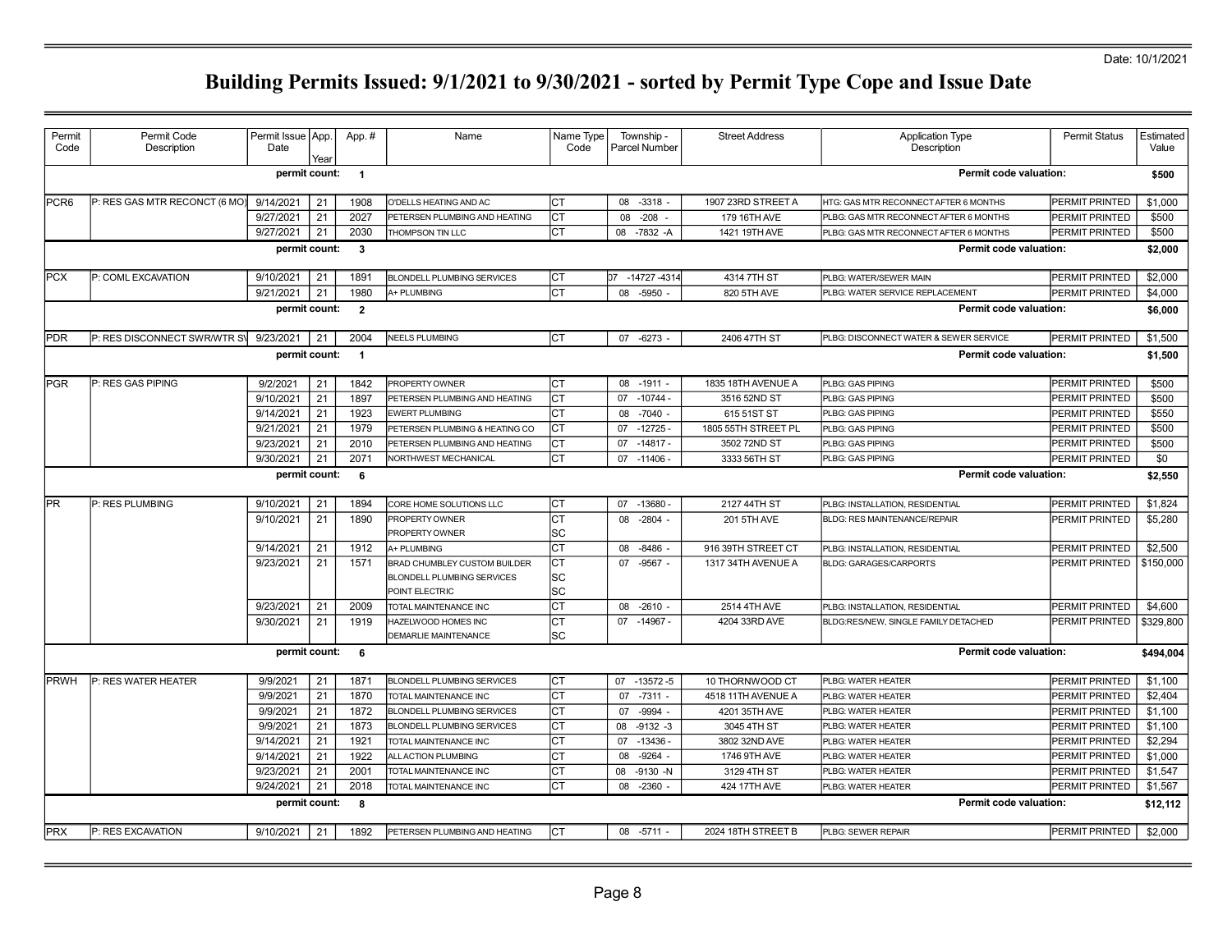Date: 10/1/2021

# Building Permits Issued: 9/1/2021 to 9/30/2021 - sorted by Permit Type Cope and Issue Date

| Permit Code | Permit Code Description | Permit Issue Date | App. Year | App. # | Name | Name Type Code | Township - Parcel Number | Street Address | Application Type Description | Permit Status | Estimated Value |
|---|---|---|---|---|---|---|---|---|---|---|---|
| | | permit count: | | 1 | | | | | Permit code valuation: | | **$500** |
| PCR6 | P: RES GAS MTR RECONCT (6 MO) | 9/14/2021 | 21 | 1908 | O'DELLS HEATING AND AC | CT | 08 -3318 - | 1907 23RD STREET A | HTG: GAS MTR RECONNECT AFTER 6 MONTHS | PERMIT PRINTED | $1,000 |
| | | 9/27/2021 | 21 | 2027 | PETERSEN PLUMBING AND HEATING | CT | 08 -208 - | 179 16TH AVE | PLBG: GAS MTR RECONNECT AFTER 6 MONTHS | PERMIT PRINTED | $500 |
| | | 9/27/2021 | 21 | 2030 | THOMPSON TIN LLC | CT | 08 -7832 -A | 1421 19TH AVE | PLBG: GAS MTR RECONNECT AFTER 6 MONTHS | PERMIT PRINTED | $500 |
| | | permit count: | | 3 | | | | | Permit code valuation: | | **$2,000** |
| PCX | P: COML EXCAVATION | 9/10/2021 | 21 | 1891 | BLONDELL PLUMBING SERVICES | CT | 07 -14727 -4314 | 4314 7TH ST | PLBG: WATER/SEWER MAIN | PERMIT PRINTED | $2,000 |
| | | 9/21/2021 | 21 | 1980 | A+ PLUMBING | CT | 08 -5950 - | 820 5TH AVE | PLBG: WATER SERVICE REPLACEMENT | PERMIT PRINTED | $4,000 |
| | | permit count: | | 2 | | | | | Permit code valuation: | | **$6,000** |
| PDR | P: RES DISCONNECT SWR/WTR SV | 9/23/2021 | 21 | 2004 | NEELS PLUMBING | CT | 07 -6273 - | 2406 47TH ST | PLBG: DISCONNECT WATER & SEWER SERVICE | PERMIT PRINTED | $1,500 |
| | | permit count: | | 1 | | | | | Permit code valuation: | | **$1,500** |
| PGR | P: RES GAS PIPING | 9/2/2021 | 21 | 1842 | PROPERTY OWNER | CT | 08 -1911 - | 1835 18TH AVENUE A | PLBG: GAS PIPING | PERMIT PRINTED | $500 |
| | | 9/10/2021 | 21 | 1897 | PETERSEN PLUMBING AND HEATING | CT | 07 -10744 - | 3516 52ND ST | PLBG: GAS PIPING | PERMIT PRINTED | $500 |
| | | 9/14/2021 | 21 | 1923 | EWERT PLUMBING | CT | 08 -7040 - | 615 51ST ST | PLBG: GAS PIPING | PERMIT PRINTED | $550 |
| | | 9/21/2021 | 21 | 1979 | PETERSEN PLUMBING & HEATING CO | CT | 07 -12725 - | 1805 55TH STREET PL | PLBG: GAS PIPING | PERMIT PRINTED | $500 |
| | | 9/23/2021 | 21 | 2010 | PETERSEN PLUMBING AND HEATING | CT | 07 -14817 - | 3502 72ND ST | PLBG: GAS PIPING | PERMIT PRINTED | $500 |
| | | 9/30/2021 | 21 | 2071 | NORTHWEST MECHANICAL | CT | 07 -11406 - | 3333 56TH ST | PLBG: GAS PIPING | PERMIT PRINTED | $0 |
| | | permit count: | | 6 | | | | | Permit code valuation: | | **$2,550** |
| PR | P: RES PLUMBING | 9/10/2021 | 21 | 1894 | CORE HOME SOLUTIONS LLC | CT | 07 -13680 - | 2127 44TH ST | PLBG: INSTALLATION, RESIDENTIAL | PERMIT PRINTED | $1,824 |
| | | 9/10/2021 | 21 | 1890 | PROPERTY OWNER | CT | 08 -2804 - | 201 5TH AVE | BLDG: RES MAINTENANCE/REPAIR | PERMIT PRINTED | $5,280 |
| | | | | | PROPERTY OWNER | SC | | | | | |
| | | 9/14/2021 | 21 | 1912 | A+ PLUMBING | CT | 08 -8486 - | 916 39TH STREET CT | PLBG: INSTALLATION, RESIDENTIAL | PERMIT PRINTED | $2,500 |
| | | 9/23/2021 | 21 | 1571 | BRAD CHUMBLEY CUSTOM BUILDER | CT | 07 -9567 - | 1317 34TH AVENUE A | BLDG: GARAGES/CARPORTS | PERMIT PRINTED | $150,000 |
| | | | | | BLONDELL PLUMBING SERVICES | SC | | | | | |
| | | | | | POINT ELECTRIC | SC | | | | | |
| | | 9/23/2021 | 21 | 2009 | TOTAL MAINTENANCE INC | CT | 08 -2610 - | 2514 4TH AVE | PLBG: INSTALLATION, RESIDENTIAL | PERMIT PRINTED | $4,600 |
| | | 9/30/2021 | 21 | 1919 | HAZELWOOD HOMES INC | CT | 07 -14967 - | 4204 33RD AVE | BLDG:RES/NEW, SINGLE FAMILY DETACHED | PERMIT PRINTED | $329,800 |
| | | | | | DEMARLIE MAINTENANCE | SC | | | | | |
| | | permit count: | | 6 | | | | | Permit code valuation: | | **$494,004** |
| PRWH | P: RES WATER HEATER | 9/9/2021 | 21 | 1871 | BLONDELL PLUMBING SERVICES | CT | 07 -13572 -5 | 10 THORNWOOD CT | PLBG: WATER HEATER | PERMIT PRINTED | $1,100 |
| | | 9/9/2021 | 21 | 1870 | TOTAL MAINTENANCE INC | CT | 07 -7311 - | 4518 11TH AVENUE A | PLBG: WATER HEATER | PERMIT PRINTED | $2,404 |
| | | 9/9/2021 | 21 | 1872 | BLONDELL PLUMBING SERVICES | CT | 07 -9994 - | 4201 35TH AVE | PLBG: WATER HEATER | PERMIT PRINTED | $1,100 |
| | | 9/9/2021 | 21 | 1873 | BLONDELL PLUMBING SERVICES | CT | 08 -9132 -3 | 3045 4TH ST | PLBG: WATER HEATER | PERMIT PRINTED | $1,100 |
| | | 9/14/2021 | 21 | 1921 | TOTAL MAINTENANCE INC | CT | 07 -13436 - | 3802 32ND AVE | PLBG: WATER HEATER | PERMIT PRINTED | $2,294 |
| | | 9/14/2021 | 21 | 1922 | ALL ACTION PLUMBING | CT | 08 -9264 - | 1746 9TH AVE | PLBG: WATER HEATER | PERMIT PRINTED | $1,000 |
| | | 9/23/2021 | 21 | 2001 | TOTAL MAINTENANCE INC | CT | 08 -9130 -N | 3129 4TH ST | PLBG: WATER HEATER | PERMIT PRINTED | $1,547 |
| | | 9/24/2021 | 21 | 2018 | TOTAL MAINTENANCE INC | CT | 08 -2360 - | 424 17TH AVE | PLBG: WATER HEATER | PERMIT PRINTED | $1,567 |
| | | permit count: | | 8 | | | | | Permit code valuation: | | **$12,112** |
| PRX | P: RES EXCAVATION | 9/10/2021 | 21 | 1892 | PETERSEN PLUMBING AND HEATING | CT | 08 -5711 - | 2024 18TH STREET B | PLBG: SEWER REPAIR | PERMIT PRINTED | $2,000 |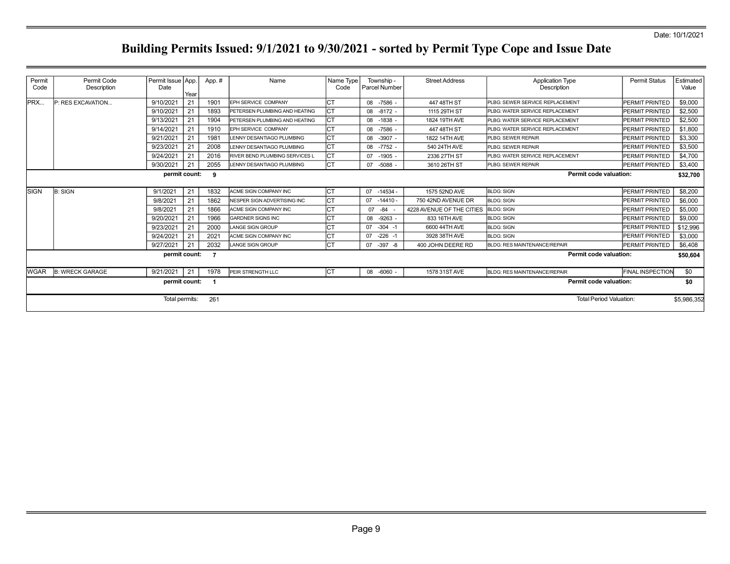Date: 10/1/2021

# Building Permits Issued: 9/1/2021 to 9/30/2021 - sorted by Permit Type Cope and Issue Date

| Permit Code | Permit Code Description | Permit Issue Date | App. Year | App. # | Name | Name Type Code | Township - Parcel Number | Street Address | Application Type Description | Permit Status | Estimated Value |
|---|---|---|---|---|---|---|---|---|---|---|---|
| PRX... | P: RES EXCAVATION... | 9/10/2021 | 21 | 1901 | EPH SERVICE COMPANY | CT | 08 -7586 - | 447 48TH ST | PLBG: SEWER SERVICE REPLACEMENT | PERMIT PRINTED | $9,000 |
| | | 9/10/2021 | 21 | 1893 | PETERSEN PLUMBING AND HEATING | CT | 08 -8172 - | 1115 29TH ST | PLBG: WATER SERVICE REPLACEMENT | PERMIT PRINTED | $2,500 |
| | | 9/13/2021 | 21 | 1904 | PETERSEN PLUMBING AND HEATING | CT | 08 -1838 - | 1824 19TH AVE | PLBG: WATER SERVICE REPLACEMENT | PERMIT PRINTED | $2,500 |
| | | 9/14/2021 | 21 | 1910 | EPH SERVICE COMPANY | CT | 08 -7586 - | 447 48TH ST | PLBG: WATER SERVICE REPLACEMENT | PERMIT PRINTED | $1,800 |
| | | 9/21/2021 | 21 | 1981 | LENNY DESANTIAGO PLUMBING | CT | 08 -3907 - | 1822 14TH AVE | PLBG: SEWER REPAIR | PERMIT PRINTED | $3,300 |
| | | 9/23/2021 | 21 | 2008 | LENNY DESANTIAGO PLUMBING | CT | 08 -7752 - | 540 24TH AVE | PLBG: SEWER REPAIR | PERMIT PRINTED | $3,500 |
| | | 9/24/2021 | 21 | 2016 | RIVER BEND PLUMBING SERVICES L | CT | 07 -1905 - | 2336 27TH ST | PLBG: WATER SERVICE REPLACEMENT | PERMIT PRINTED | $4,700 |
| | | 9/30/2021 | 21 | 2055 | LENNY DESANTIAGO PLUMBING | CT | 07 -5088 - | 3610 26TH ST | PLBG: SEWER REPAIR | PERMIT PRINTED | $3,400 |
| | | **permit count:** | | **9** | | | | | **Permit code valuation:** | | **$32,700** |
| SIGN | B: SIGN | 9/1/2021 | 21 | 1832 | ACME SIGN COMPANY INC | CT | 07 -14534 - | 1575 52ND AVE | BLDG: SIGN | PERMIT PRINTED | $8,200 |
| | | 9/8/2021 | 21 | 1862 | NESPER SIGN ADVERTISING INC | CT | 07 -14410 - | 750 42ND AVENUE DR | BLDG: SIGN | PERMIT PRINTED | $6,000 |
| | | 9/8/2021 | 21 | 1866 | ACME SIGN COMPANY INC | CT | 07 -84 - | 4228 AVENUE OF THE CITIES | BLDG: SIGN | PERMIT PRINTED | $5,000 |
| | | 9/20/2021 | 21 | 1966 | GARDNER SIGNS INC | CT | 08 -9263 - | 833 16TH AVE | BLDG: SIGN | PERMIT PRINTED | $9,000 |
| | | 9/23/2021 | 21 | 2000 | LANGE SIGN GROUP | CT | 07 -304 -1 | 6600 44TH AVE | BLDG: SIGN | PERMIT PRINTED | $12,996 |
| | | 9/24/2021 | 21 | 2021 | ACME SIGN COMPANY INC | CT | 07 -226 -1 | 3928 38TH AVE | BLDG: SIGN | PERMIT PRINTED | $3,000 |
| | | 9/27/2021 | 21 | 2032 | LANGE SIGN GROUP | CT | 07 -397 -8 | 400 JOHN DEERE RD | BLDG: RES MAINTENANCE/REPAIR | PERMIT PRINTED | $6,408 |
| | | **permit count:** | | **7** | | | | | **Permit code valuation:** | | **$50,604** |
| WGAR | B: WRECK GARAGE | 9/21/2021 | 21 | 1978 | PEIR STRENGTH LLC | CT | 08 -6060 - | 1578 31ST AVE | BLDG: RES MAINTENANCE/REPAIR | FINAL INSPECTION | $0 |
| | | **permit count:** | | **1** | | | | | **Permit code valuation:** | | **$0** |
| | | Total permits: | | 261 | | | | | Total Period Valuation: | | $5,986,352 |